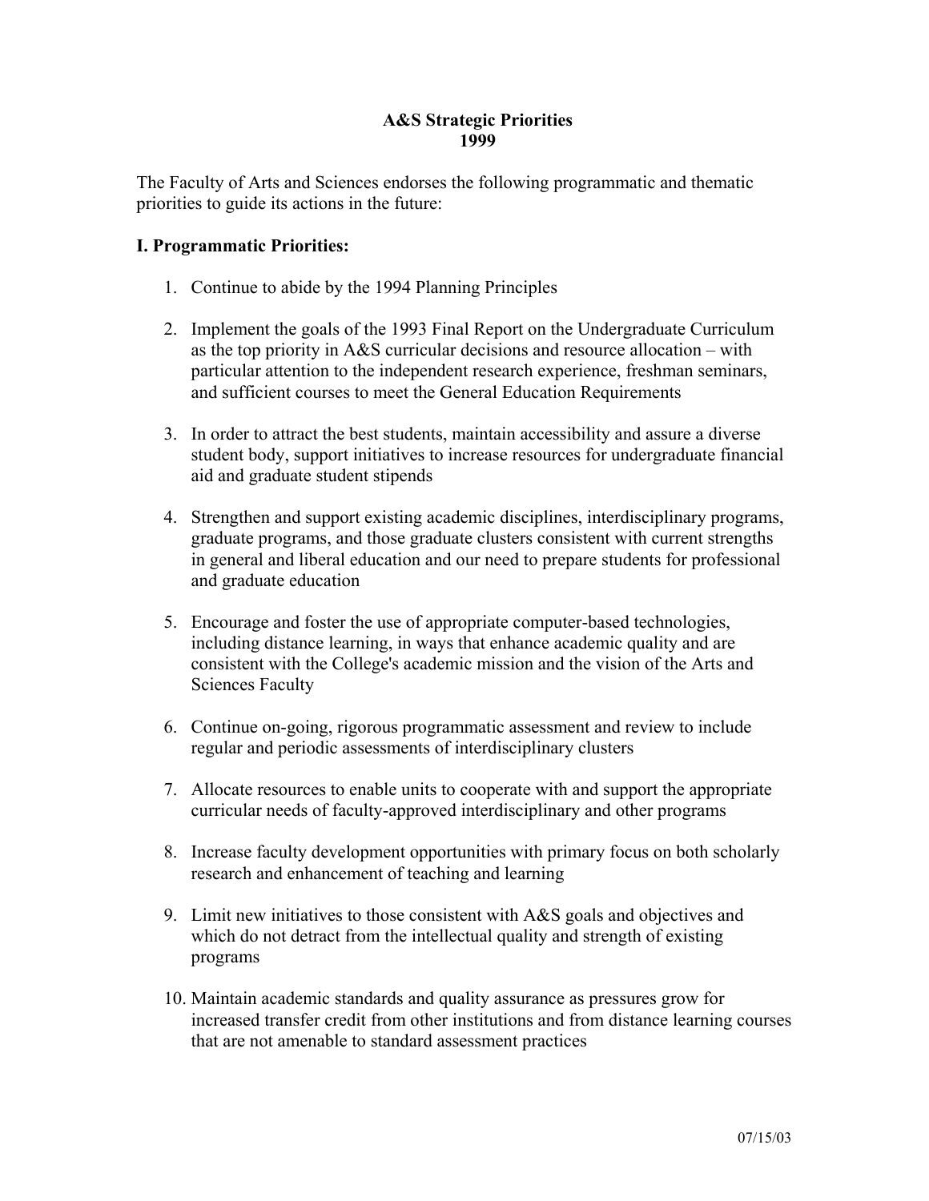# A&S Strategic Priorities
# 1999

The Faculty of Arts and Sciences endorses the following programmatic and thematic priorities to guide its actions in the future:

## I. Programmatic Priorities:

1. Continue to abide by the 1994 Planning Principles

2. Implement the goals of the 1993 Final Report on the Undergraduate Curriculum as the top priority in A&S curricular decisions and resource allocation – with particular attention to the independent research experience, freshman seminars, and sufficient courses to meet the General Education Requirements

3. In order to attract the best students, maintain accessibility and assure a diverse student body, support initiatives to increase resources for undergraduate financial aid and graduate student stipends

4. Strengthen and support existing academic disciplines, interdisciplinary programs, graduate programs, and those graduate clusters consistent with current strengths in general and liberal education and our need to prepare students for professional and graduate education

5. Encourage and foster the use of appropriate computer-based technologies, including distance learning, in ways that enhance academic quality and are consistent with the College's academic mission and the vision of the Arts and Sciences Faculty

6. Continue on-going, rigorous programmatic assessment and review to include regular and periodic assessments of interdisciplinary clusters

7. Allocate resources to enable units to cooperate with and support the appropriate curricular needs of faculty-approved interdisciplinary and other programs

8. Increase faculty development opportunities with primary focus on both scholarly research and enhancement of teaching and learning

9. Limit new initiatives to those consistent with A&S goals and objectives and which do not detract from the intellectual quality and strength of existing programs

10. Maintain academic standards and quality assurance as pressures grow for increased transfer credit from other institutions and from distance learning courses that are not amenable to standard assessment practices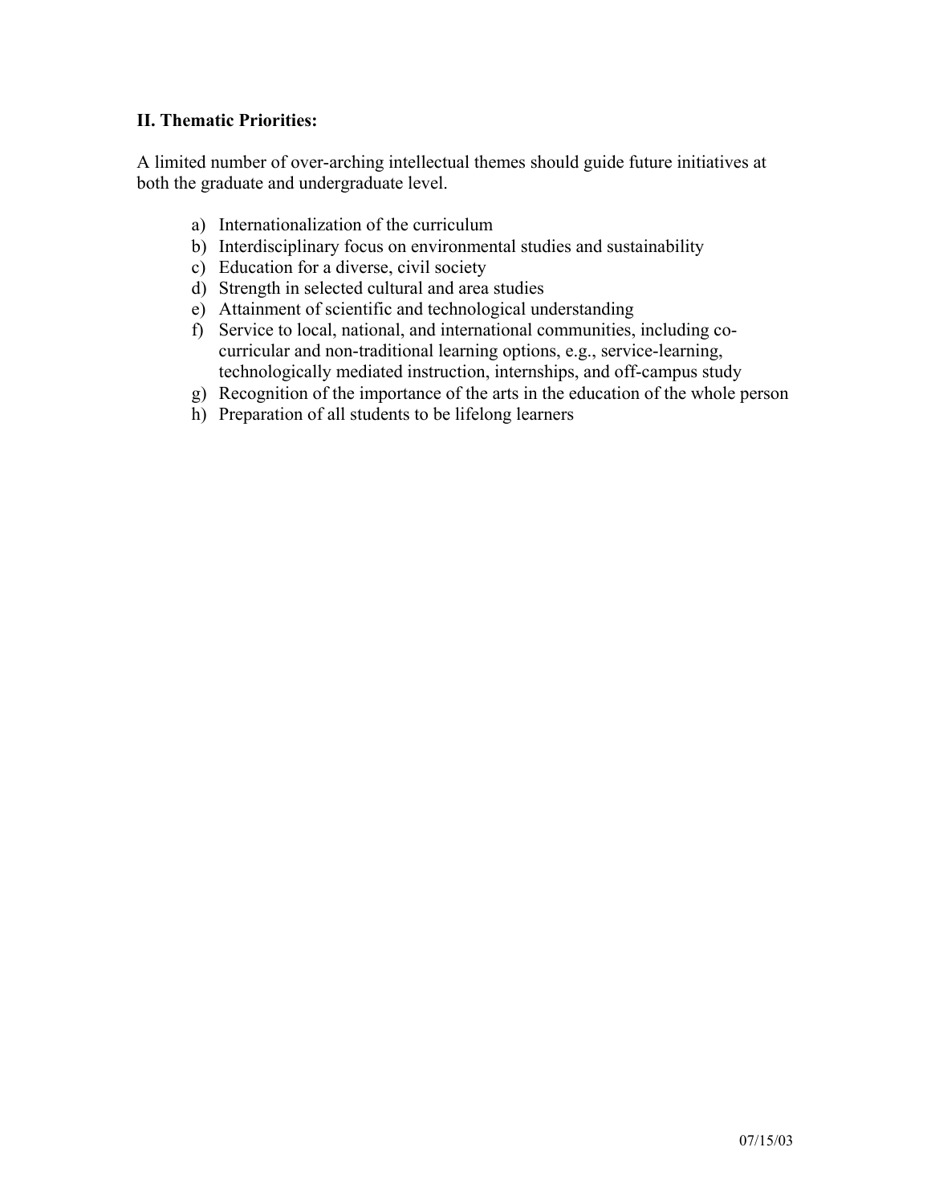**II. Thematic Priorities:**

A limited number of over-arching intellectual themes should guide future initiatives at both the graduate and undergraduate level.

a) Internationalization of the curriculum
b) Interdisciplinary focus on environmental studies and sustainability
c) Education for a diverse, civil society
d) Strength in selected cultural and area studies
e) Attainment of scientific and technological understanding
f) Service to local, national, and international communities, including co-curricular and non-traditional learning options, e.g., service-learning, technologically mediated instruction, internships, and off-campus study
g) Recognition of the importance of the arts in the education of the whole person
h) Preparation of all students to be lifelong learners

07/15/03